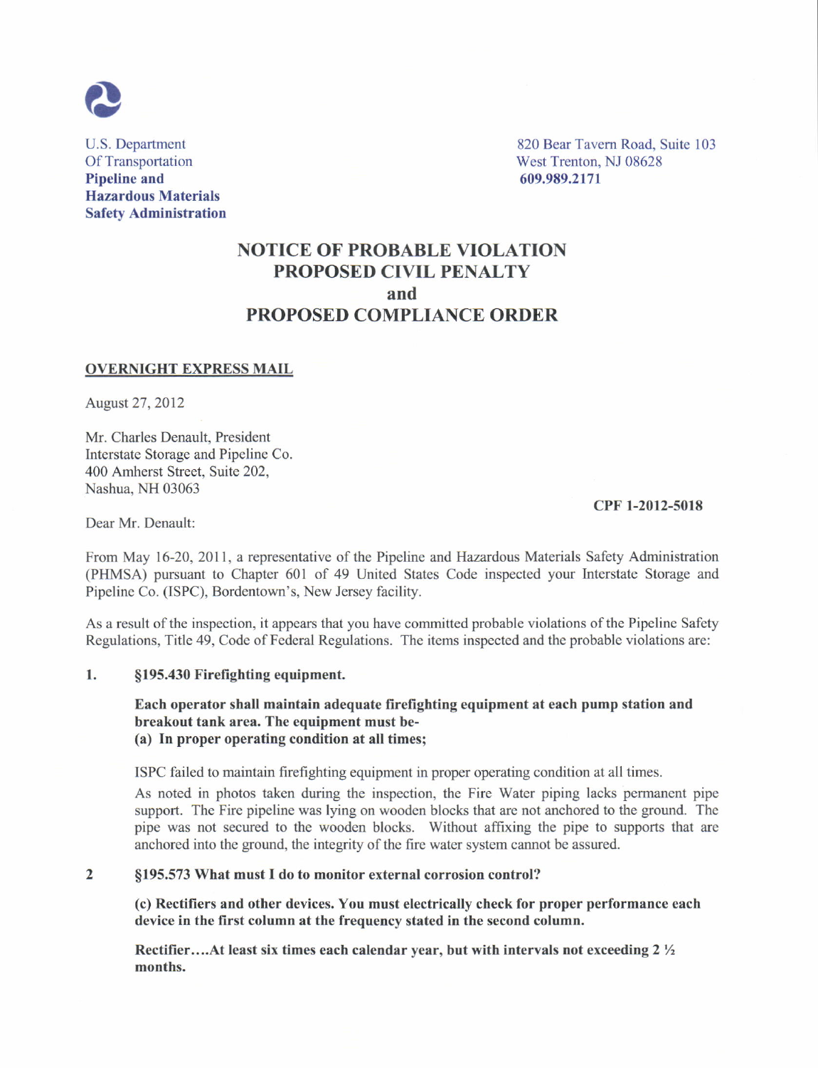U.S. Department
Of Transportation
**Pipeline and Hazardous Materials Safety Administration**

820 Bear Tavern Road, Suite 103
West Trenton, NJ 08628
**609.989.2171**

# NOTICE OF PROBABLE VIOLATION PROPOSED CIVIL PENALTY and PROPOSED COMPLIANCE ORDER

**OVERNIGHT EXPRESS MAIL**

August 27, 2012

Mr. Charles Denault, President
Interstate Storage and Pipeline Co.
400 Amherst Street, Suite 202,
Nashua, NH 03063

**CPF 1-2012-5018**

Dear Mr. Denault:

From May 16-20, 2011, a representative of the Pipeline and Hazardous Materials Safety Administration (PHMSA) pursuant to Chapter 601 of 49 United States Code inspected your Interstate Storage and Pipeline Co. (ISPC), Bordentown's, New Jersey facility.

As a result of the inspection, it appears that you have committed probable violations of the Pipeline Safety Regulations, Title 49, Code of Federal Regulations. The items inspected and the probable violations are:

**1. §195.430 Firefighting equipment.**

**Each operator shall maintain adequate firefighting equipment at each pump station and breakout tank area. The equipment must be-**
**(a) In proper operating condition at all times;**

ISPC failed to maintain firefighting equipment in proper operating condition at all times.

As noted in photos taken during the inspection, the Fire Water piping lacks permanent pipe support. The Fire pipeline was lying on wooden blocks that are not anchored to the ground. The pipe was not secured to the wooden blocks. Without affixing the pipe to supports that are anchored into the ground, the integrity of the fire water system cannot be assured.

**2 §195.573 What must I do to monitor external corrosion control?**

**(c) Rectifiers and other devices. You must electrically check for proper performance each device in the first column at the frequency stated in the second column.**

**Rectifier....At least six times each calendar year, but with intervals not exceeding 2 ½ months.**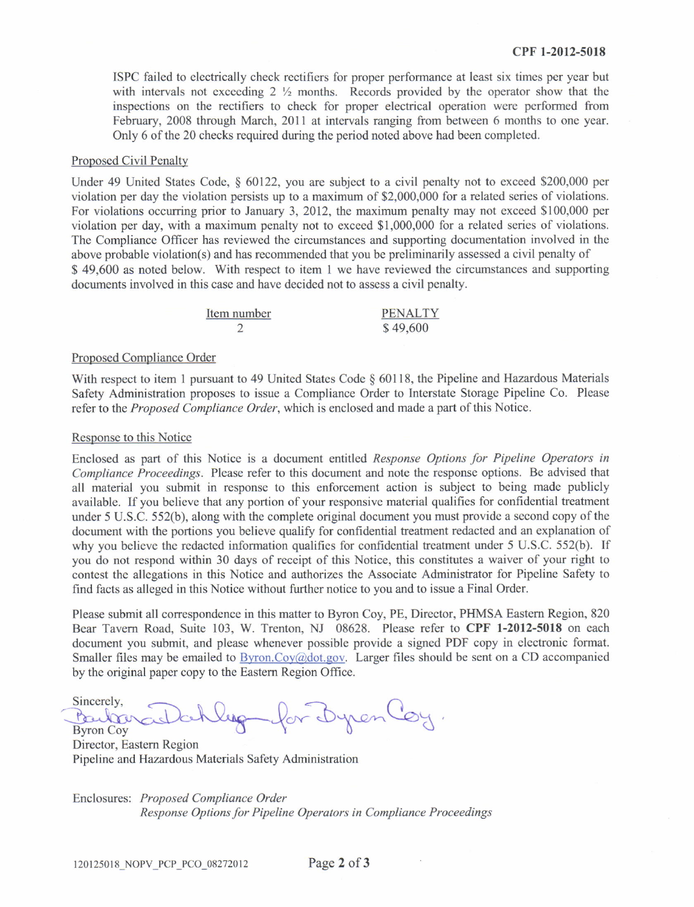ISPC failed to electrically check rectifiers for proper performance at least six times per year but with intervals not exceeding 2 ½ months. Records provided by the operator show that the inspections on the rectifiers to check for proper electrical operation were performed from February, 2008 through March, 2011 at intervals ranging from between 6 months to one year. Only 6 of the 20 checks required during the period noted above had been completed.

## Proposed Civil Penalty

Under 49 United States Code, § 60122, you are subject to a civil penalty not to exceed $200,000 per violation per day the violation persists up to a maximum of $2,000,000 for a related series of violations. For violations occurring prior to January 3, 2012, the maximum penalty may not exceed $100,000 per violation per day, with a maximum penalty not to exceed $1,000,000 for a related series of violations. The Compliance Officer has reviewed the circumstances and supporting documentation involved in the above probable violation(s) and has recommended that you be preliminarily assessed a civil penalty of $ 49,600 as noted below. With respect to item 1 we have reviewed the circumstances and supporting documents involved in this case and have decided not to assess a civil penalty.

| Item number | PENALTY |
|---|---|
| 2 | $ 49,600 |

## Proposed Compliance Order

With respect to item 1 pursuant to 49 United States Code § 60118, the Pipeline and Hazardous Materials Safety Administration proposes to issue a Compliance Order to Interstate Storage Pipeline Co. Please refer to the *Proposed Compliance Order*, which is enclosed and made a part of this Notice.

## Response to this Notice

Enclosed as part of this Notice is a document entitled *Response Options for Pipeline Operators in Compliance Proceedings*. Please refer to this document and note the response options. Be advised that all material you submit in response to this enforcement action is subject to being made publicly available. If you believe that any portion of your responsive material qualifies for confidential treatment under 5 U.S.C. 552(b), along with the complete original document you must provide a second copy of the document with the portions you believe qualify for confidential treatment redacted and an explanation of why you believe the redacted information qualifies for confidential treatment under 5 U.S.C. 552(b). If you do not respond within 30 days of receipt of this Notice, this constitutes a waiver of your right to contest the allegations in this Notice and authorizes the Associate Administrator for Pipeline Safety to find facts as alleged in this Notice without further notice to you and to issue a Final Order.

Please submit all correspondence in this matter to Byron Coy, PE, Director, PHMSA Eastern Region, 820 Bear Tavern Road, Suite 103, W. Trenton, NJ 08628. Please refer to **CPF 1-2012-5018** on each document you submit, and please whenever possible provide a signed PDF copy in electronic format. Smaller files may be emailed to Byron.Coy@dot.gov. Larger files should be sent on a CD accompanied by the original paper copy to the Eastern Region Office.

Sincerely,

Barbara Dahlberg for Byron Coy

Byron Coy
Director, Eastern Region
Pipeline and Hazardous Materials Safety Administration

Enclosures: *Proposed Compliance Order*
*Response Options for Pipeline Operators in Compliance Proceedings*

120125018_NOPV_PCP_PCO_08272012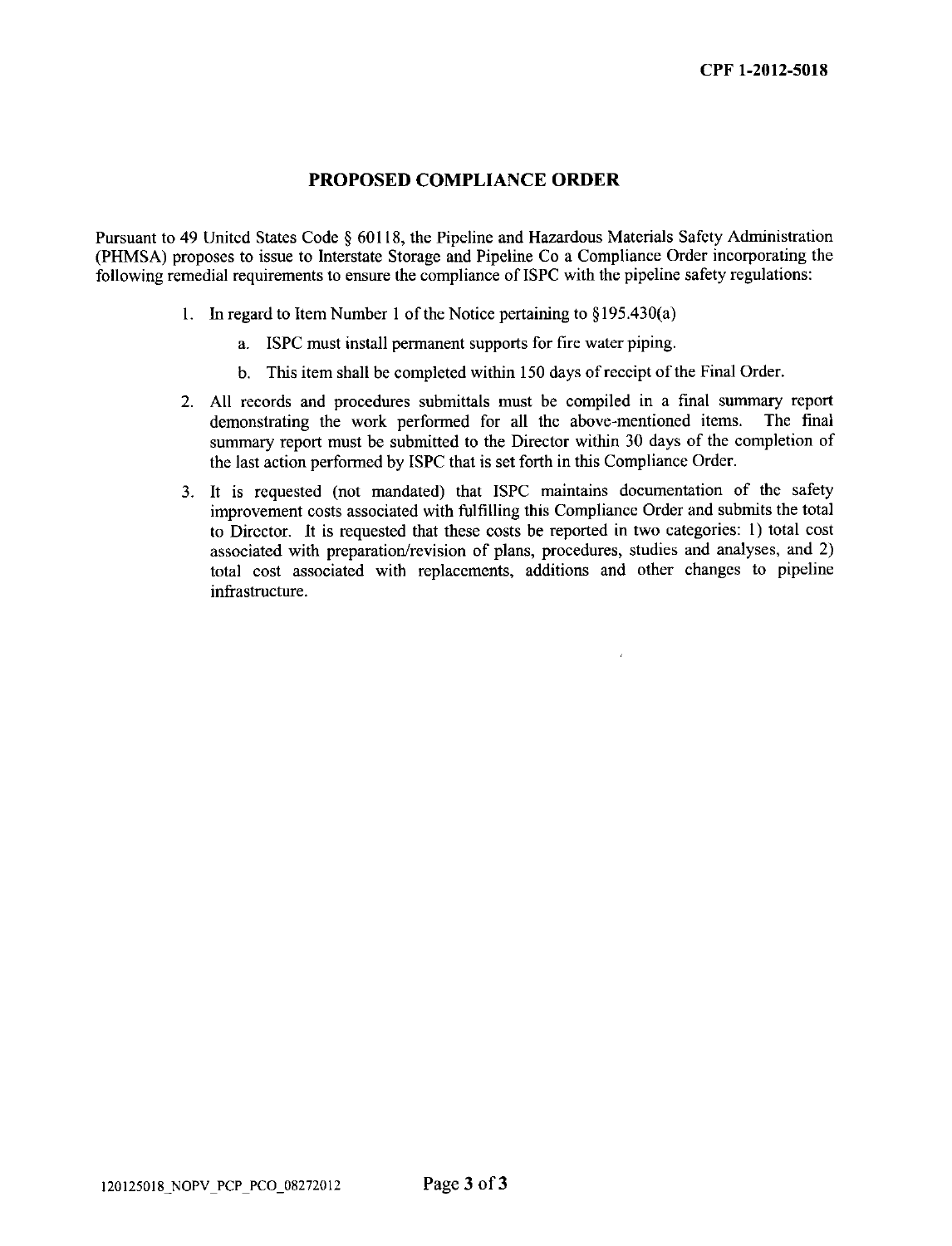## PROPOSED COMPLIANCE ORDER

Pursuant to 49 United States Code § 60118, the Pipeline and Hazardous Materials Safety Administration (PHMSA) proposes to issue to Interstate Storage and Pipeline Co a Compliance Order incorporating the following remedial requirements to ensure the compliance of ISPC with the pipeline safety regulations:

1. In regard to Item Number 1 of the Notice pertaining to §195.430(a)
   a. ISPC must install permanent supports for fire water piping.
   b. This item shall be completed within 150 days of receipt of the Final Order.
2. All records and procedures submittals must be compiled in a final summary report demonstrating the work performed for all the above-mentioned items. The final summary report must be submitted to the Director within 30 days of the completion of the last action performed by ISPC that is set forth in this Compliance Order.
3. It is requested (not mandated) that ISPC maintains documentation of the safety improvement costs associated with fulfilling this Compliance Order and submits the total to Director. It is requested that these costs be reported in two categories: 1) total cost associated with preparation/revision of plans, procedures, studies and analyses, and 2) total cost associated with replacements, additions and other changes to pipeline infrastructure.